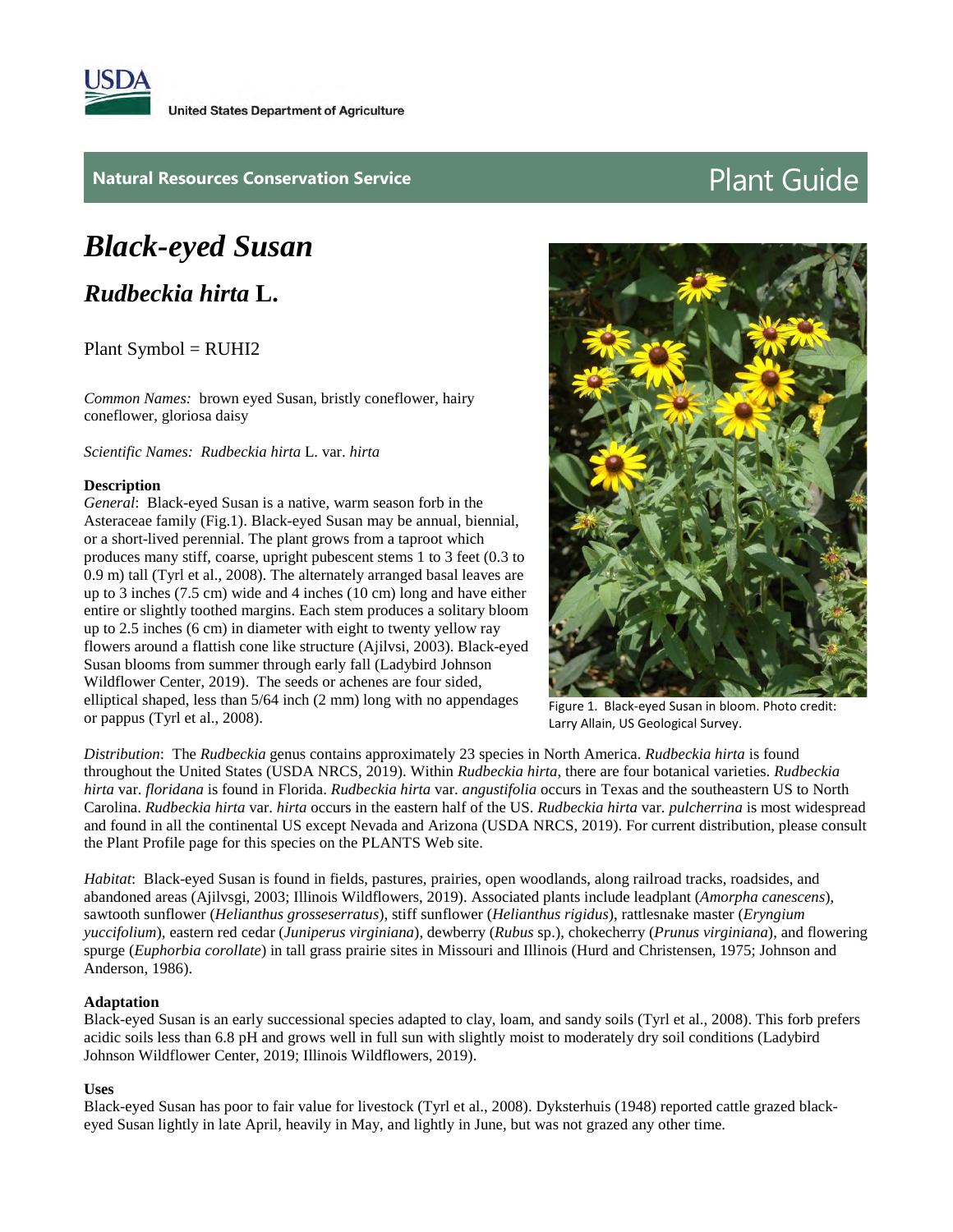United States Department of Agriculture

Natural Resources Conservation Service

Plant Guide

# *Black-eyed Susan*

## *Rudbeckia hirta* L.

Plant Symbol = RUHI2

*Common Names:* brown eyed Susan, bristly coneflower, hairy coneflower, gloriosa daisy

*Scientific Names: Rudbeckia hirta* L. var. *hirta*

### Description

*General*: Black-eyed Susan is a native, warm season forb in the Asteraceae family (Fig.1). Black-eyed Susan may be annual, biennial, or a short-lived perennial. The plant grows from a taproot which produces many stiff, coarse, upright pubescent stems 1 to 3 feet (0.3 to 0.9 m) tall (Tyrl et al., 2008). The alternately arranged basal leaves are up to 3 inches (7.5 cm) wide and 4 inches (10 cm) long and have either entire or slightly toothed margins. Each stem produces a solitary bloom up to 2.5 inches (6 cm) in diameter with eight to twenty yellow ray flowers around a flattish cone like structure (Ajilvsi, 2003). Black-eyed Susan blooms from summer through early fall (Ladybird Johnson Wildflower Center, 2019). The seeds or achenes are four sided, elliptical shaped, less than 5/64 inch (2 mm) long with no appendages or pappus (Tyrl et al., 2008).

Figure 1. Black-eyed Susan in bloom. Photo credit: Larry Allain, US Geological Survey.

*Distribution*: The *Rudbeckia* genus contains approximately 23 species in North America. *Rudbeckia hirta* is found throughout the United States (USDA NRCS, 2019). Within *Rudbeckia hirta*, there are four botanical varieties. *Rudbeckia hirta* var. *floridana* is found in Florida. *Rudbeckia hirta* var. *angustifolia* occurs in Texas and the southeastern US to North Carolina. *Rudbeckia hirta* var. *hirta* occurs in the eastern half of the US. *Rudbeckia hirta* var. *pulcherrina* is most widespread and found in all the continental US except Nevada and Arizona (USDA NRCS, 2019). For current distribution, please consult the Plant Profile page for this species on the PLANTS Web site.

*Habitat*: Black-eyed Susan is found in fields, pastures, prairies, open woodlands, along railroad tracks, roadsides, and abandoned areas (Ajilvsgi, 2003; Illinois Wildflowers, 2019). Associated plants include leadplant (*Amorpha canescens*), sawtooth sunflower (*Helianthus grosseserratus*), stiff sunflower (*Helianthus rigidus*), rattlesnake master (*Eryngium yuccifolium*), eastern red cedar (*Juniperus virginiana*), dewberry (*Rubus* sp.), chokecherry (*Prunus virginiana*), and flowering spurge (*Euphorbia corollate*) in tall grass prairie sites in Missouri and Illinois (Hurd and Christensen, 1975; Johnson and Anderson, 1986).

### Adaptation

Black-eyed Susan is an early successional species adapted to clay, loam, and sandy soils (Tyrl et al., 2008). This forb prefers acidic soils less than 6.8 pH and grows well in full sun with slightly moist to moderately dry soil conditions (Ladybird Johnson Wildflower Center, 2019; Illinois Wildflowers, 2019).

### Uses

Black-eyed Susan has poor to fair value for livestock (Tyrl et al., 2008). Dyksterhuis (1948) reported cattle grazed black-eyed Susan lightly in late April, heavily in May, and lightly in June, but was not grazed any other time.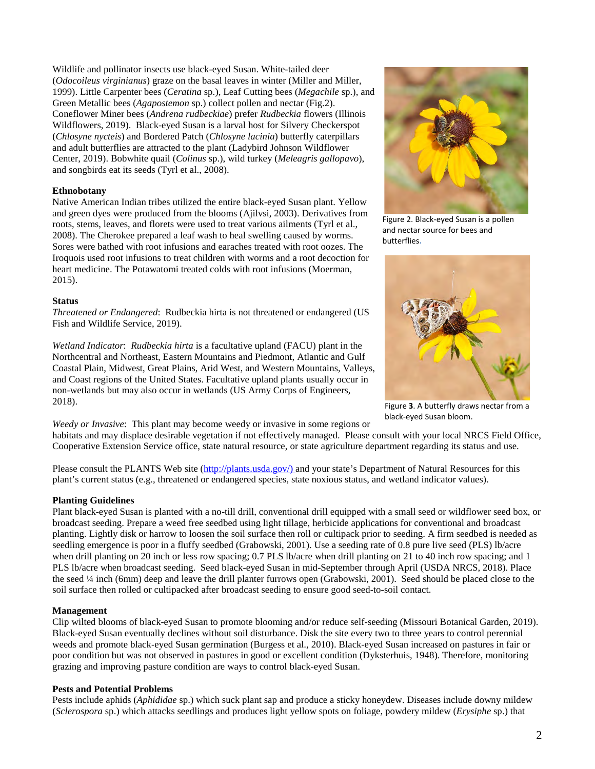Wildlife and pollinator insects use black-eyed Susan. White-tailed deer (*Odocoileus virginianus*) graze on the basal leaves in winter (Miller and Miller, 1999). Little Carpenter bees (*Ceratina* sp.), Leaf Cutting bees (*Megachile* sp.), and Green Metallic bees (*Agapostemon* sp.) collect pollen and nectar (Fig.2). Coneflower Miner bees (*Andrena rudbeckiae*) prefer *Rudbeckia* flowers (Illinois Wildflowers, 2019). Black-eyed Susan is a larval host for Silvery Checkerspot (*Chlosyne nycteis*) and Bordered Patch (*Chlosyne lacinia*) butterfly caterpillars and adult butterflies are attracted to the plant (Ladybird Johnson Wildflower Center, 2019). Bobwhite quail (*Colinus* sp.), wild turkey (*Meleagris gallopavo*), and songbirds eat its seeds (Tyrl et al., 2008).

Figure 2. Black-eyed Susan is a pollen and nectar source for bees and butterflies.

Figure **3**. A butterfly draws nectar from a black-eyed Susan bloom.

**Ethnobotany**

Native American Indian tribes utilized the entire black-eyed Susan plant. Yellow and green dyes were produced from the blooms (Ajilvsi, 2003). Derivatives from roots, stems, leaves, and florets were used to treat various ailments (Tyrl et al., 2008). The Cherokee prepared a leaf wash to heal swelling caused by worms. Sores were bathed with root infusions and earaches treated with root oozes. The Iroquois used root infusions to treat children with worms and a root decoction for heart medicine. The Potawatomi treated colds with root infusions (Moerman, 2015).

**Status**

*Threatened or Endangered*: Rudbeckia hirta is not threatened or endangered (US Fish and Wildlife Service, 2019).

*Wetland Indicator*: *Rudbeckia hirta* is a facultative upland (FACU) plant in the Northcentral and Northeast, Eastern Mountains and Piedmont, Atlantic and Gulf Coastal Plain, Midwest, Great Plains, Arid West, and Western Mountains, Valleys, and Coast regions of the United States. Facultative upland plants usually occur in non-wetlands but may also occur in wetlands (US Army Corps of Engineers, 2018).

*Weedy or Invasive*: This plant may become weedy or invasive in some regions or habitats and may displace desirable vegetation if not effectively managed. Please consult with your local NRCS Field Office, Cooperative Extension Service office, state natural resource, or state agriculture department regarding its status and use.

Please consult the PLANTS Web site (http://plants.usda.gov/) and your state's Department of Natural Resources for this plant's current status (e.g., threatened or endangered species, state noxious status, and wetland indicator values).

**Planting Guidelines**

Plant black-eyed Susan is planted with a no-till drill, conventional drill equipped with a small seed or wildflower seed box, or broadcast seeding. Prepare a weed free seedbed using light tillage, herbicide applications for conventional and broadcast planting. Lightly disk or harrow to loosen the soil surface then roll or cultipack prior to seeding. A firm seedbed is needed as seedling emergence is poor in a fluffy seedbed (Grabowski, 2001). Use a seeding rate of 0.8 pure live seed (PLS) lb/acre when drill planting on 20 inch or less row spacing; 0.7 PLS lb/acre when drill planting on 21 to 40 inch row spacing; and 1 PLS lb/acre when broadcast seeding. Seed black-eyed Susan in mid-September through April (USDA NRCS, 2018). Place the seed ¼ inch (6mm) deep and leave the drill planter furrows open (Grabowski, 2001). Seed should be placed close to the soil surface then rolled or cultipacked after broadcast seeding to ensure good seed-to-soil contact.

**Management**

Clip wilted blooms of black-eyed Susan to promote blooming and/or reduce self-seeding (Missouri Botanical Garden, 2019). Black-eyed Susan eventually declines without soil disturbance. Disk the site every two to three years to control perennial weeds and promote black-eyed Susan germination (Burgess et al., 2010). Black-eyed Susan increased on pastures in fair or poor condition but was not observed in pastures in good or excellent condition (Dyksterhuis, 1948). Therefore, monitoring grazing and improving pasture condition are ways to control black-eyed Susan.

**Pests and Potential Problems**

Pests include aphids (*Aphididae* sp.) which suck plant sap and produce a sticky honeydew. Diseases include downy mildew (*Sclerospora* sp.) which attacks seedlings and produces light yellow spots on foliage, powdery mildew (*Erysiphe* sp.) that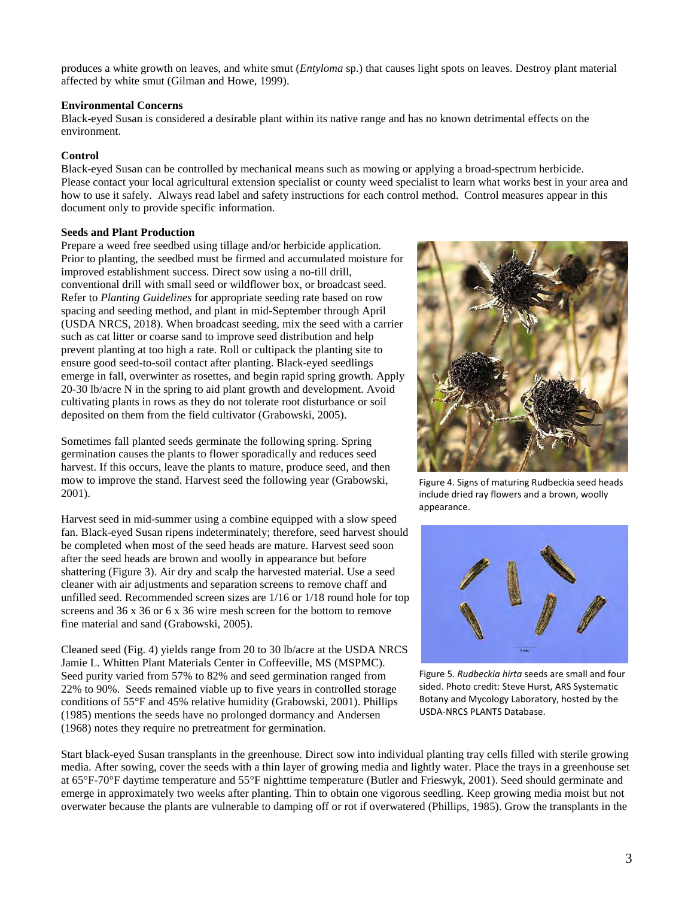produces a white growth on leaves, and white smut (*Entyloma* sp.) that causes light spots on leaves. Destroy plant material affected by white smut (Gilman and Howe, 1999).

**Environmental Concerns**
Black-eyed Susan is considered a desirable plant within its native range and has no known detrimental effects on the environment.

**Control**
Black-eyed Susan can be controlled by mechanical means such as mowing or applying a broad-spectrum herbicide. Please contact your local agricultural extension specialist or county weed specialist to learn what works best in your area and how to use it safely. Always read label and safety instructions for each control method. Control measures appear in this document only to provide specific information.

**Seeds and Plant Production**
Prepare a weed free seedbed using tillage and/or herbicide application. Prior to planting, the seedbed must be firmed and accumulated moisture for improved establishment success. Direct sow using a no-till drill, conventional drill with small seed or wildflower box, or broadcast seed. Refer to *Planting Guidelines* for appropriate seeding rate based on row spacing and seeding method, and plant in mid-September through April (USDA NRCS, 2018). When broadcast seeding, mix the seed with a carrier such as cat litter or coarse sand to improve seed distribution and help prevent planting at too high a rate. Roll or cultipack the planting site to ensure good seed-to-soil contact after planting. Black-eyed seedlings emerge in fall, overwinter as rosettes, and begin rapid spring growth. Apply 20-30 lb/acre N in the spring to aid plant growth and development. Avoid cultivating plants in rows as they do not tolerate root disturbance or soil deposited on them from the field cultivator (Grabowski, 2005).

Sometimes fall planted seeds germinate the following spring. Spring germination causes the plants to flower sporadically and reduces seed harvest. If this occurs, leave the plants to mature, produce seed, and then mow to improve the stand. Harvest seed the following year (Grabowski, 2001).

Harvest seed in mid-summer using a combine equipped with a slow speed fan. Black-eyed Susan ripens indeterminately; therefore, seed harvest should be completed when most of the seed heads are mature. Harvest seed soon after the seed heads are brown and woolly in appearance but before shattering (Figure 3). Air dry and scalp the harvested material. Use a seed cleaner with air adjustments and separation screens to remove chaff and unfilled seed. Recommended screen sizes are 1/16 or 1/18 round hole for top screens and 36 x 36 or 6 x 36 wire mesh screen for the bottom to remove fine material and sand (Grabowski, 2005).

Cleaned seed (Fig. 4) yields range from 20 to 30 lb/acre at the USDA NRCS Jamie L. Whitten Plant Materials Center in Coffeeville, MS (MSPMC). Seed purity varied from 57% to 82% and seed germination ranged from 22% to 90%. Seeds remained viable up to five years in controlled storage conditions of 55°F and 45% relative humidity (Grabowski, 2001). Phillips (1985) mentions the seeds have no prolonged dormancy and Andersen (1968) notes they require no pretreatment for germination.

Figure 4. Signs of maturing Rudbeckia seed heads include dried ray flowers and a brown, woolly appearance.

Figure 5. *Rudbeckia hirta* seeds are small and four sided. Photo credit: Steve Hurst, ARS Systematic Botany and Mycology Laboratory, hosted by the USDA-NRCS PLANTS Database.

Start black-eyed Susan transplants in the greenhouse. Direct sow into individual planting tray cells filled with sterile growing media. After sowing, cover the seeds with a thin layer of growing media and lightly water. Place the trays in a greenhouse set at 65°F-70°F daytime temperature and 55°F nighttime temperature (Butler and Frieswyk, 2001). Seed should germinate and emerge in approximately two weeks after planting. Thin to obtain one vigorous seedling. Keep growing media moist but not overwater because the plants are vulnerable to damping off or rot if overwatered (Phillips, 1985). Grow the transplants in the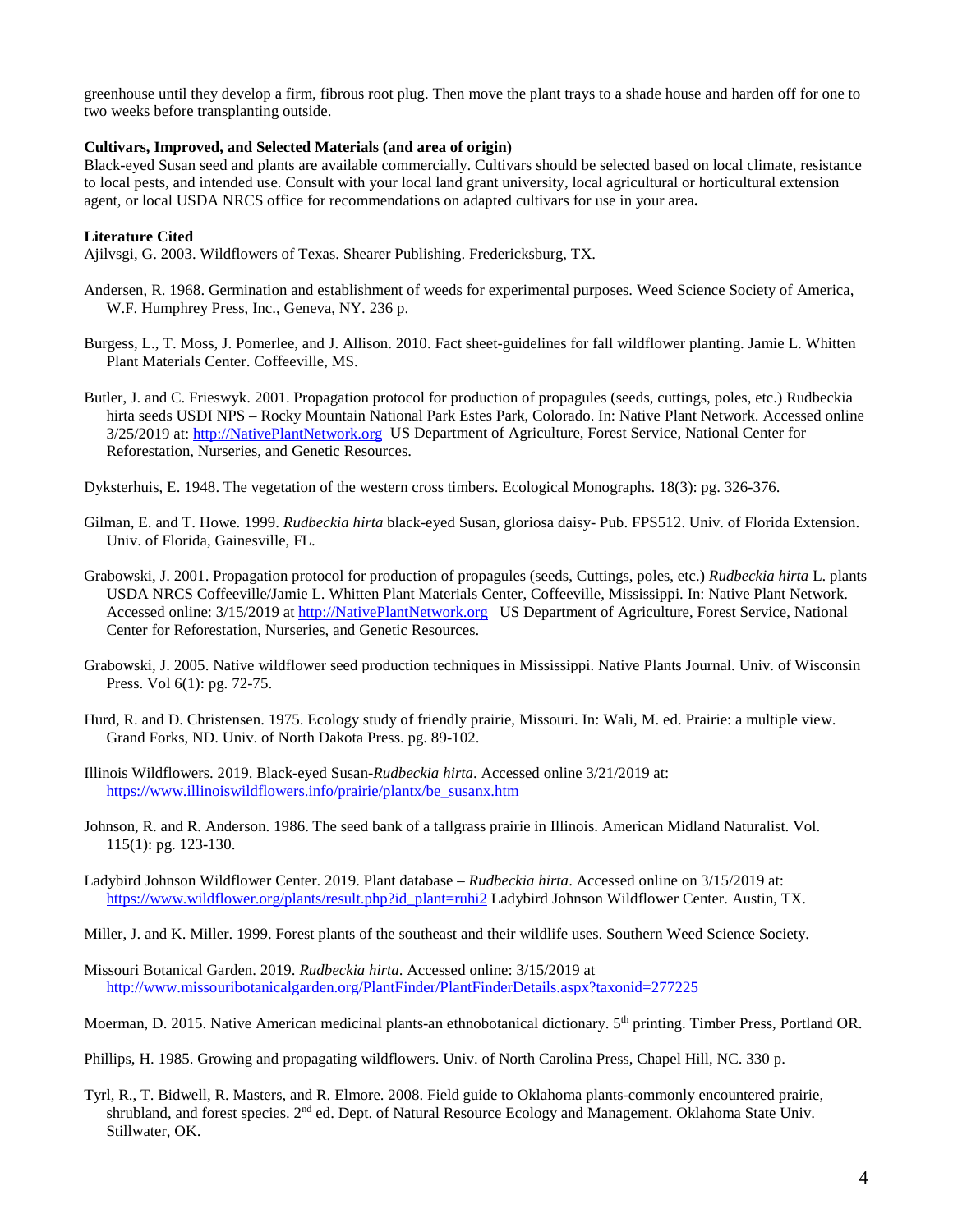greenhouse until they develop a firm, fibrous root plug. Then move the plant trays to a shade house and harden off for one to two weeks before transplanting outside.

**Cultivars, Improved, and Selected Materials (and area of origin)**

Black-eyed Susan seed and plants are available commercially. Cultivars should be selected based on local climate, resistance to local pests, and intended use. Consult with your local land grant university, local agricultural or horticultural extension agent, or local USDA NRCS office for recommendations on adapted cultivars for use in your area**.**

**Literature Cited**

Ajilvsgi, G. 2003. Wildflowers of Texas. Shearer Publishing. Fredericksburg, TX.

Andersen, R. 1968. Germination and establishment of weeds for experimental purposes. Weed Science Society of America, W.F. Humphrey Press, Inc., Geneva, NY. 236 p.

Burgess, L., T. Moss, J. Pomerlee, and J. Allison. 2010. Fact sheet-guidelines for fall wildflower planting. Jamie L. Whitten Plant Materials Center. Coffeeville, MS.

Butler, J. and C. Frieswyk. 2001. Propagation protocol for production of propagules (seeds, cuttings, poles, etc.) Rudbeckia hirta seeds USDI NPS – Rocky Mountain National Park Estes Park, Colorado. In: Native Plant Network. Accessed online 3/25/2019 at: http://NativePlantNetwork.org US Department of Agriculture, Forest Service, National Center for Reforestation, Nurseries, and Genetic Resources.

Dyksterhuis, E. 1948. The vegetation of the western cross timbers. Ecological Monographs. 18(3): pg. 326-376.

Gilman, E. and T. Howe. 1999. *Rudbeckia hirta* black-eyed Susan, gloriosa daisy- Pub. FPS512. Univ. of Florida Extension. Univ. of Florida, Gainesville, FL.

Grabowski, J. 2001. Propagation protocol for production of propagules (seeds, Cuttings, poles, etc.) *Rudbeckia hirta* L. plants USDA NRCS Coffeeville/Jamie L. Whitten Plant Materials Center, Coffeeville, Mississippi. In: Native Plant Network. Accessed online: 3/15/2019 at http://NativePlantNetwork.org US Department of Agriculture, Forest Service, National Center for Reforestation, Nurseries, and Genetic Resources.

Grabowski, J. 2005. Native wildflower seed production techniques in Mississippi. Native Plants Journal. Univ. of Wisconsin Press. Vol 6(1): pg. 72-75.

Hurd, R. and D. Christensen. 1975. Ecology study of friendly prairie, Missouri. In: Wali, M. ed. Prairie: a multiple view. Grand Forks, ND. Univ. of North Dakota Press. pg. 89-102.

Illinois Wildflowers. 2019. Black-eyed Susan-*Rudbeckia hirta*. Accessed online 3/21/2019 at: https://www.illinoiswildflowers.info/prairie/plantx/be_susanx.htm

Johnson, R. and R. Anderson. 1986. The seed bank of a tallgrass prairie in Illinois. American Midland Naturalist. Vol. 115(1): pg. 123-130.

Ladybird Johnson Wildflower Center. 2019. Plant database – *Rudbeckia hirta*. Accessed online on 3/15/2019 at: https://www.wildflower.org/plants/result.php?id_plant=ruhi2 Ladybird Johnson Wildflower Center. Austin, TX.

Miller, J. and K. Miller. 1999. Forest plants of the southeast and their wildlife uses. Southern Weed Science Society.

Missouri Botanical Garden. 2019. *Rudbeckia hirta*. Accessed online: 3/15/2019 at http://www.missouribotanicalgarden.org/PlantFinder/PlantFinderDetails.aspx?taxonid=277225

Moerman, D. 2015. Native American medicinal plants-an ethnobotanical dictionary. 5th printing. Timber Press, Portland OR.

Phillips, H. 1985. Growing and propagating wildflowers. Univ. of North Carolina Press, Chapel Hill, NC. 330 p.

Tyrl, R., T. Bidwell, R. Masters, and R. Elmore. 2008. Field guide to Oklahoma plants-commonly encountered prairie, shrubland, and forest species. 2nd ed. Dept. of Natural Resource Ecology and Management. Oklahoma State Univ. Stillwater, OK.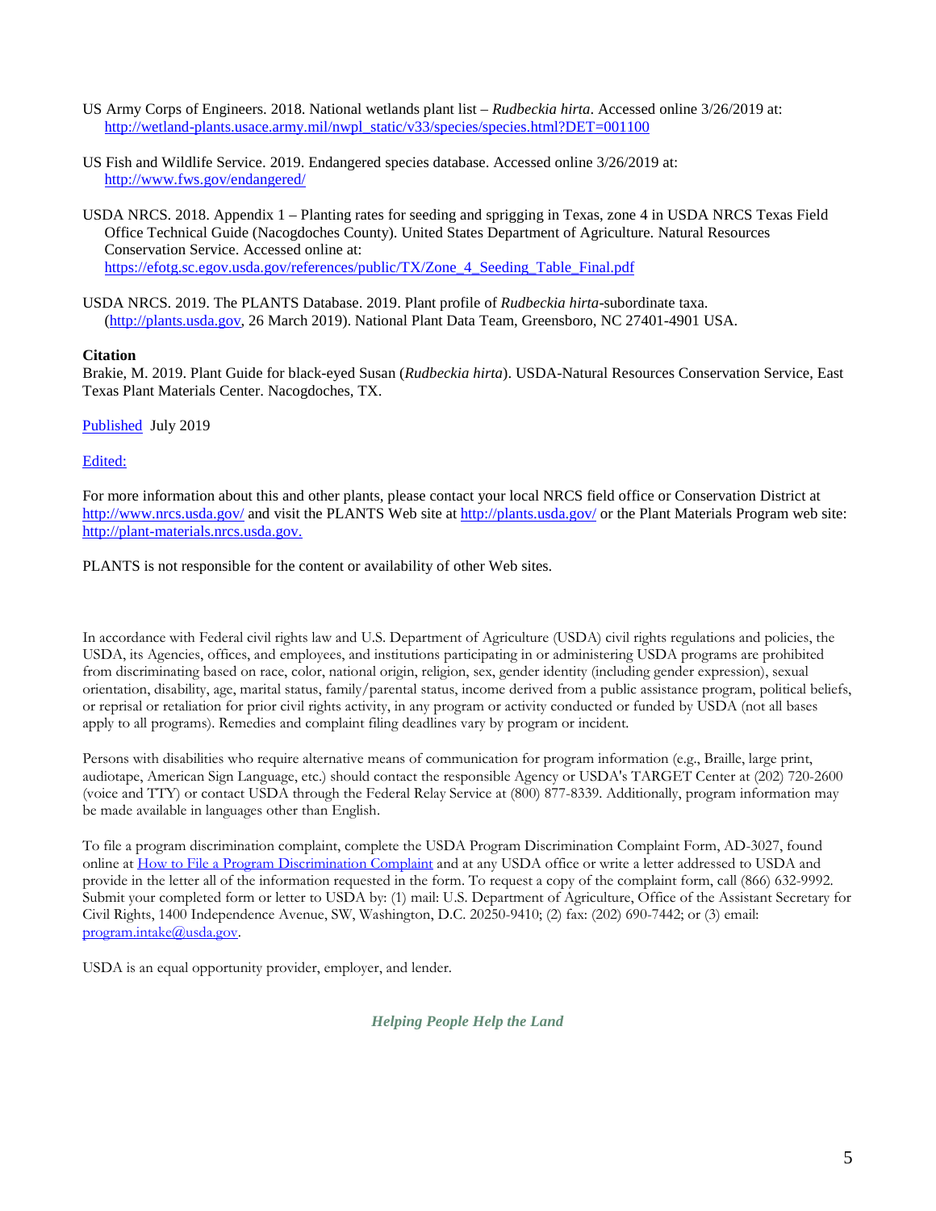US Army Corps of Engineers. 2018. National wetlands plant list – *Rudbeckia hirta*. Accessed online 3/26/2019 at: http://wetland-plants.usace.army.mil/nwpl_static/v33/species/species.html?DET=001100

US Fish and Wildlife Service. 2019. Endangered species database. Accessed online 3/26/2019 at: http://www.fws.gov/endangered/

USDA NRCS. 2018. Appendix 1 – Planting rates for seeding and sprigging in Texas, zone 4 in USDA NRCS Texas Field Office Technical Guide (Nacogdoches County). United States Department of Agriculture. Natural Resources Conservation Service. Accessed online at: https://efotg.sc.egov.usda.gov/references/public/TX/Zone_4_Seeding_Table_Final.pdf

USDA NRCS. 2019. The PLANTS Database. 2019. Plant profile of *Rudbeckia hirta*-subordinate taxa. (http://plants.usda.gov, 26 March 2019). National Plant Data Team, Greensboro, NC 27401-4901 USA.

**Citation**

Brakie, M. 2019. Plant Guide for black-eyed Susan (*Rudbeckia hirta*). USDA-Natural Resources Conservation Service, East Texas Plant Materials Center. Nacogdoches, TX.

Published July 2019

Edited:

For more information about this and other plants, please contact your local NRCS field office or Conservation District at http://www.nrcs.usda.gov/ and visit the PLANTS Web site at http://plants.usda.gov/ or the Plant Materials Program web site: http://plant-materials.nrcs.usda.gov.

PLANTS is not responsible for the content or availability of other Web sites.

In accordance with Federal civil rights law and U.S. Department of Agriculture (USDA) civil rights regulations and policies, the USDA, its Agencies, offices, and employees, and institutions participating in or administering USDA programs are prohibited from discriminating based on race, color, national origin, religion, sex, gender identity (including gender expression), sexual orientation, disability, age, marital status, family/parental status, income derived from a public assistance program, political beliefs, or reprisal or retaliation for prior civil rights activity, in any program or activity conducted or funded by USDA (not all bases apply to all programs). Remedies and complaint filing deadlines vary by program or incident.

Persons with disabilities who require alternative means of communication for program information (e.g., Braille, large print, audiotape, American Sign Language, etc.) should contact the responsible Agency or USDA's TARGET Center at (202) 720-2600 (voice and TTY) or contact USDA through the Federal Relay Service at (800) 877-8339. Additionally, program information may be made available in languages other than English.

To file a program discrimination complaint, complete the USDA Program Discrimination Complaint Form, AD-3027, found online at How to File a Program Discrimination Complaint and at any USDA office or write a letter addressed to USDA and provide in the letter all of the information requested in the form. To request a copy of the complaint form, call (866) 632-9992. Submit your completed form or letter to USDA by: (1) mail: U.S. Department of Agriculture, Office of the Assistant Secretary for Civil Rights, 1400 Independence Avenue, SW, Washington, D.C. 20250-9410; (2) fax: (202) 690-7442; or (3) email: program.intake@usda.gov.

USDA is an equal opportunity provider, employer, and lender.

***Helping People Help the Land***